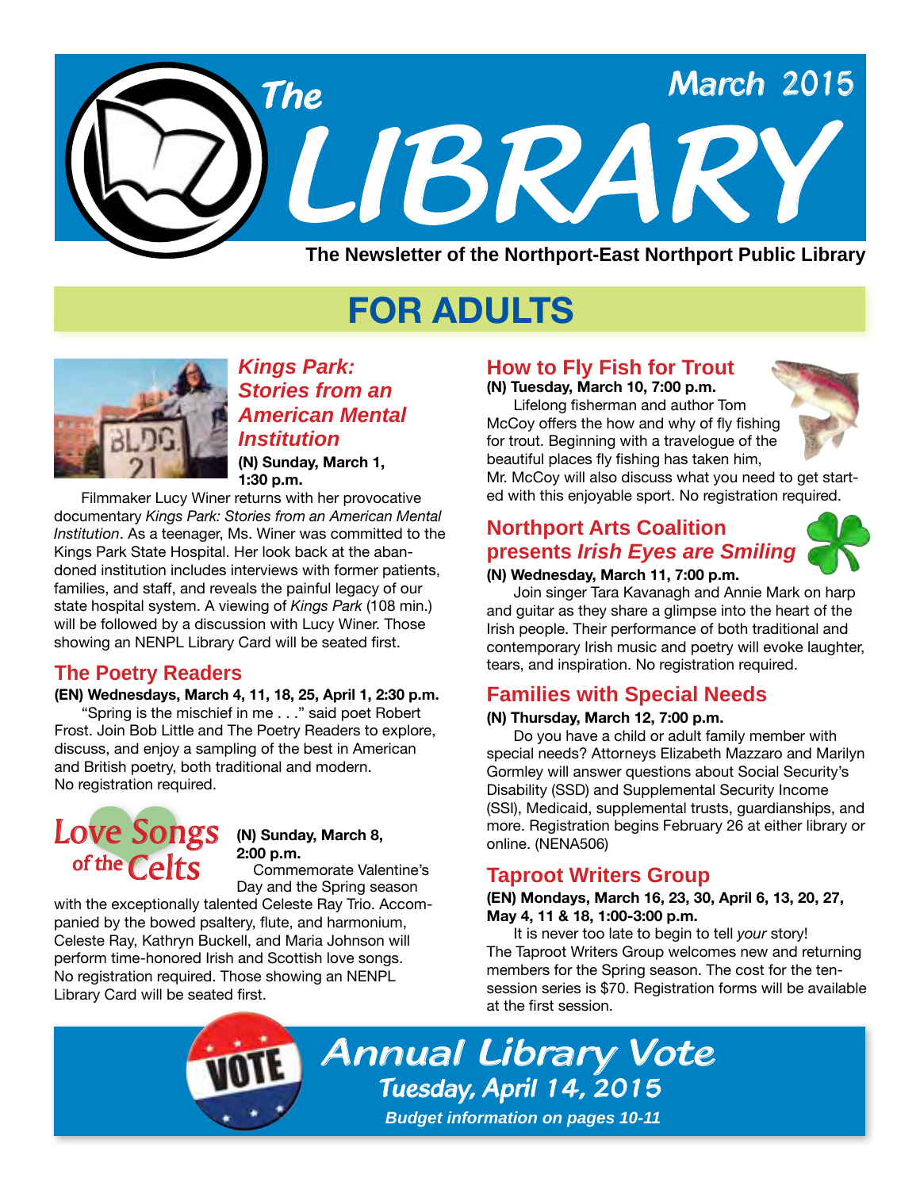# The LIBRARY

March 2015

**The Newsletter of the Northport-East Northport Public Library**

## FOR ADULTS

### *Kings Park: Stories from an American Mental Institution*

**(N) Sunday, March 1, 1:30 p.m.**

Filmmaker Lucy Winer returns with her provocative documentary *Kings Park: Stories from an American Mental Institution*. As a teenager, Ms. Winer was committed to the Kings Park State Hospital. Her look back at the abandoned institution includes interviews with former patients, families, and staff, and reveals the painful legacy of our state hospital system. A viewing of *Kings Park* (108 min.) will be followed by a discussion with Lucy Winer. Those showing an NENPL Library Card will be seated first.

### The Poetry Readers

**(EN) Wednesdays, March 4, 11, 18, 25, April 1, 2:30 p.m.**

"Spring is the mischief in me . . ." said poet Robert Frost. Join Bob Little and The Poetry Readers to explore, discuss, and enjoy a sampling of the best in American and British poetry, both traditional and modern. No registration required.

### Love Songs of the Celts

**(N) Sunday, March 8, 2:00 p.m.**

Commemorate Valentine's Day and the Spring season with the exceptionally talented Celeste Ray Trio. Accompanied by the bowed psaltery, flute, and harmonium, Celeste Ray, Kathryn Buckell, and Maria Johnson will perform time-honored Irish and Scottish love songs. No registration required. Those showing an NENPL Library Card will be seated first.

### How to Fly Fish for Trout

**(N) Tuesday, March 10, 7:00 p.m.**

Lifelong fisherman and author Tom McCoy offers the how and why of fly fishing for trout. Beginning with a travelogue of the beautiful places fly fishing has taken him, Mr. McCoy will also discuss what you need to get started with this enjoyable sport. No registration required.

### Northport Arts Coalition presents *Irish Eyes are Smiling*

**(N) Wednesday, March 11, 7:00 p.m.**

Join singer Tara Kavanagh and Annie Mark on harp and guitar as they share a glimpse into the heart of the Irish people. Their performance of both traditional and contemporary Irish music and poetry will evoke laughter, tears, and inspiration. No registration required.

### Families with Special Needs

**(N) Thursday, March 12, 7:00 p.m.**

Do you have a child or adult family member with special needs? Attorneys Elizabeth Mazzaro and Marilyn Gormley will answer questions about Social Security's Disability (SSD) and Supplemental Security Income (SSI), Medicaid, supplemental trusts, guardianships, and more. Registration begins February 26 at either library or online. (NENA506)

### Taproot Writers Group

**(EN) Mondays, March 16, 23, 30, April 6, 13, 20, 27, May 4, 11 & 18, 1:00-3:00 p.m.**

It is never too late to begin to tell *your* story! The Taproot Writers Group welcomes new and returning members for the Spring season. The cost for the ten-session series is $70. Registration forms will be available at the first session.

## Annual Library Vote

**Tuesday, April 14, 2015**

***Budget information on pages 10-11***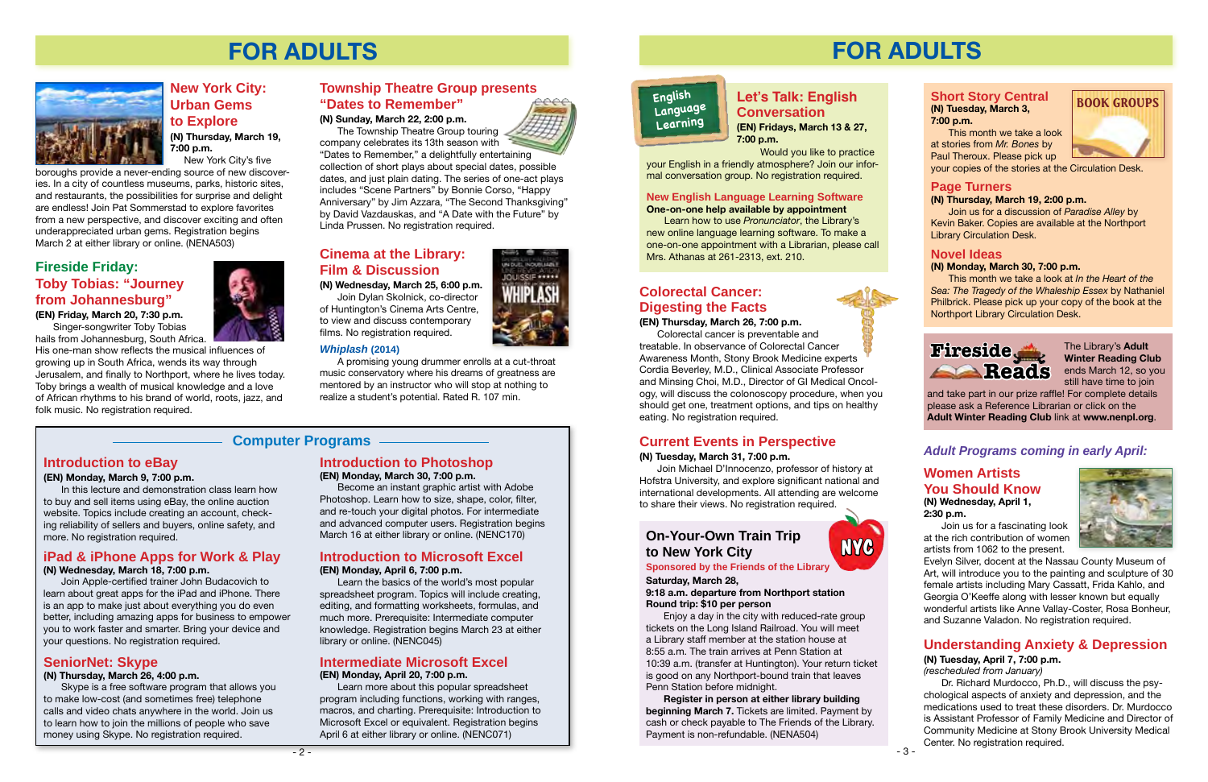# FOR ADULTS

## New York City: Urban Gems to Explore

**(N) Thursday, March 19, 7:00 p.m.**

New York City's five boroughs provide a never-ending source of new discoveries. In a city of countless museums, parks, historic sites, and restaurants, the possibilities for surprise and delight are endless! Join Pat Sommerstad to explore favorites from a new perspective, and discover exciting and often underappreciated urban gems. Registration begins March 2 at either library or online. (NENA503)

## Fireside Friday: Toby Tobias: "Journey from Johannesburg"

**(EN) Friday, March 20, 7:30 p.m.**

Singer-songwriter Toby Tobias hails from Johannesburg, South Africa. His one-man show reflects the musical influences of growing up in South Africa, wends its way through Jerusalem, and finally to Northport, where he lives today. Toby brings a wealth of musical knowledge and a love of African rhythms to his brand of world, roots, jazz, and folk music. No registration required.

## Township Theatre Group presents "Dates to Remember"

**(N) Sunday, March 22, 2:00 p.m.**

The Township Theatre Group touring company celebrates its 13th season with "Dates to Remember," a delightfully entertaining collection of short plays about special dates, possible dates, and just plain dating. The series of one-act plays includes "Scene Partners" by Bonnie Corso, "Happy Anniversary" by Jim Azzara, "The Second Thanksgiving" by David Vazdauskas, and "A Date with the Future" by Linda Prussen. No registration required.

## Cinema at the Library: Film & Discussion

**(N) Wednesday, March 25, 6:00 p.m.**

Join Dylan Skolnick, co-director of Huntington's Cinema Arts Centre, to view and discuss contemporary films. No registration required.

***Whiplash* (2014)**

A promising young drummer enrolls at a cut-throat music conservatory where his dreams of greatness are mentored by an instructor who will stop at nothing to realize a student's potential. Rated R. 107 min.

## Computer Programs

### Introduction to eBay

**(EN) Monday, March 9, 7:00 p.m.**

In this lecture and demonstration class learn how to buy and sell items using eBay, the online auction website. Topics include creating an account, checking reliability of sellers and buyers, online safety, and more. No registration required.

### iPad & iPhone Apps for Work & Play

**(N) Wednesday, March 18, 7:00 p.m.**

Join Apple-certified trainer John Budacovich to learn about great apps for the iPad and iPhone. There is an app to make just about everything you do even better, including amazing apps for business to empower you to work faster and smarter. Bring your device and your questions. No registration required.

### SeniorNet: Skype

**(N) Thursday, March 26, 4:00 p.m.**

Skype is a free software program that allows you to make low-cost (and sometimes free) telephone calls and video chats anywhere in the world. Join us to learn how to join the millions of people who save money using Skype. No registration required.

### Introduction to Photoshop

**(EN) Monday, March 30, 7:00 p.m.**

Become an instant graphic artist with Adobe Photoshop. Learn how to size, shape, color, filter, and re-touch your digital photos. For intermediate and advanced computer users. Registration begins March 16 at either library or online. (NENC170)

### Introduction to Microsoft Excel

**(EN) Monday, April 6, 7:00 p.m.**

Learn the basics of the world's most popular spreadsheet program. Topics will include creating, editing, and formatting worksheets, formulas, and much more. Prerequisite: Intermediate computer knowledge. Registration begins March 23 at either library or online. (NENC045)

### Intermediate Microsoft Excel

**(EN) Monday, April 20, 7:00 p.m.**

Learn more about this popular spreadsheet program including functions, working with ranges, macros, and charting. Prerequisite: Introduction to Microsoft Excel or equivalent. Registration begins April 6 at either library or online. (NENC071)

# FOR ADULTS

## Let's Talk: English Conversation

English Language Learning

**(EN) Fridays, March 13 & 27, 7:00 p.m.**

Would you like to practice your English in a friendly atmosphere? Join our informal conversation group. No registration required.

### New English Language Learning Software

**One-on-one help available by appointment**

Learn how to use *Pronunciator*, the Library's new online language learning software. To make a one-on-one appointment with a Librarian, please call Mrs. Athanas at 261-2313, ext. 210.

## Colorectal Cancer: Digesting the Facts

**(EN) Thursday, March 26, 7:00 p.m.**

Colorectal cancer is preventable and treatable. In observance of Colorectal Cancer Awareness Month, Stony Brook Medicine experts Cordia Beverley, M.D., Clinical Associate Professor and Minsing Choi, M.D., Director of GI Medical Oncology, will discuss the colonoscopy procedure, when you should get one, treatment options, and tips on healthy eating. No registration required.

## Current Events in Perspective

**(N) Tuesday, March 31, 7:00 p.m.**

Join Michael D'Innocenzo, professor of history at Hofstra University, and explore significant national and international developments. All attending are welcome to share their views. No registration required.

## On-Your-Own Train Trip to New York City

**Sponsored by the Friends of the Library**

**Saturday, March 28,**
**9:18 a.m. departure from Northport station**
**Round trip: $10 per person**

Enjoy a day in the city with reduced-rate group tickets on the Long Island Railroad. You will meet a Library staff member at the station house at 8:55 a.m. The train arrives at Penn Station at 10:39 a.m. (transfer at Huntington). Your return ticket is good on any Northport-bound train that leaves Penn Station before midnight.

**Register in person at either library building beginning March 7.** Tickets are limited. Payment by cash or check payable to The Friends of the Library. Payment is non-refundable. (NENA504)

## BOOK GROUPS

### Short Story Central

**(N) Tuesday, March 3, 7:00 p.m.**

This month we take a look at stories from *Mr. Bones* by Paul Theroux. Please pick up your copies of the stories at the Circulation Desk.

### Page Turners

**(N) Thursday, March 19, 2:00 p.m.**

Join us for a discussion of *Paradise Alley* by Kevin Baker. Copies are available at the Northport Library Circulation Desk.

### Novel Ideas

**(N) Monday, March 30, 7:00 p.m.**

This month we take a look at *In the Heart of the Sea: The Tragedy of the Whaleship Essex* by Nathaniel Philbrick. Please pick up your copy of the book at the Northport Library Circulation Desk.

## Fireside Reads

The Library's **Adult Winter Reading Club** ends March 12, so you still have time to join and take part in our prize raffle! For complete details please ask a Reference Librarian or click on the **Adult Winter Reading Club** link at **www.nenpl.org**.

## *Adult Programs coming in early April:*

### Women Artists You Should Know

**(N) Wednesday, April 1, 2:30 p.m.**

Join us for a fascinating look at the rich contribution of women artists from 1062 to the present. Evelyn Silver, docent at the Nassau County Museum of Art, will introduce you to the painting and sculpture of 30 female artists including Mary Cassatt, Frida Kahlo, and Georgia O'Keeffe along with lesser known but equally wonderful artists like Anne Vallay-Coster, Rosa Bonheur, and Suzanne Valadon. No registration required.

### Understanding Anxiety & Depression

**(N) Tuesday, April 7, 7:00 p.m.**
*(rescheduled from January)*

Dr. Richard Murdocco, Ph.D., will discuss the psychological aspects of anxiety and depression, and the medications used to treat these disorders. Dr. Murdocco is Assistant Professor of Family Medicine and Director of Community Medicine at Stony Brook University Medical Center. No registration required.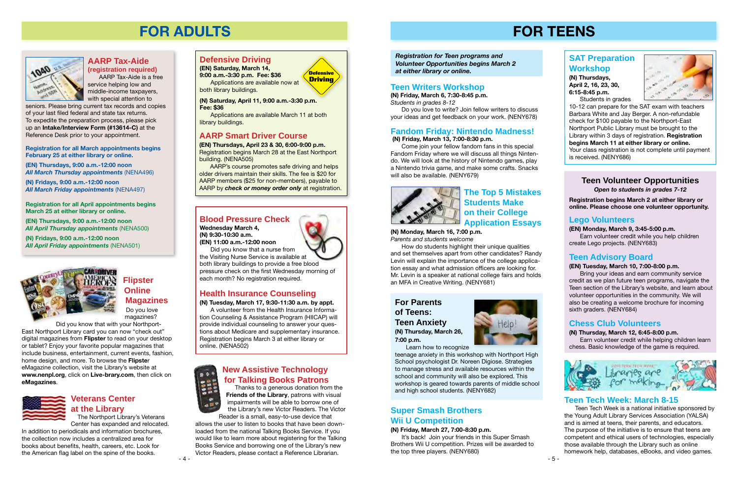# FOR ADULTS

## AARP Tax-Aide

**(registration required)**

AARP Tax-Aide is a free service helping low and middle-income taxpayers, with special attention to seniors. Please bring current tax records and copies of your last filed federal and state tax returns. To expedite the preparation process, please pick up an **Intake/Interview Form (#13614-C)** at the Reference Desk prior to your appointment.

**Registration for all March appointments begins February 25 at either library or online.**

**(EN) Thursdays, 9:00 a.m.-12:00 noon**
***All March Thursday appointments*** (NENA496)

**(N) Fridays, 9:00 a.m.-12:00 noon**
***All March Friday appointments*** (NENA497)

**Registration for all April appointments begins March 25 at either library or online.**

**(EN) Thursdays, 9:00 a.m.-12:00 noon**
***All April Thursday appointments*** (NENA500)

**(N) Fridays, 9:00 a.m.-12:00 noon**
***All April Friday appointments*** (NENA501)

## Flipster Online Magazines

Do you love magazines?

Did you know that with your Northport-East Northport Library card you can now "check out" digital magazines from **Flipster** to read on your desktop or tablet? Enjoy your favorite popular magazines that include business, entertainment, current events, fashion, home design, and more. To browse the **Flipster** eMagazine collection, visit the Library's website at **www.nenpl.org**, click on **Live-brary.com**, then click on **eMagazines**.

## Veterans Center at the Library

The Northport Library's Veterans Center has expanded and relocated. In addition to periodicals and information brochures, the collection now includes a centralized area for books about benefits, health, careers, etc. Look for the American flag label on the spine of the books.

## Defensive Driving

**(EN) Saturday, March 14, 9:00 a.m.-3:30 p.m. Fee: $36**

Applications are available now at both library buildings.

**(N) Saturday, April 11, 9:00 a.m.-3:30 p.m. Fee: $36**

Applications are available March 11 at both library buildings.

## AARP Smart Driver Course

**(EN) Thursdays, April 23 & 30, 6:00-9:00 p.m.**

Registration begins March 28 at the East Northport building. (NENA505)

AARP's course promotes safe driving and helps older drivers maintain their skills. The fee is $20 for AARP members ($25 for non-members), payable to AARP by ***check or money order only*** at registration.

## Blood Pressure Check

**Wednesday March 4,**
**(N) 9:30-10:30 a.m.**
**(EN) 11:00 a.m.-12:00 noon**

Did you know that a nurse from the Visiting Nurse Service is available at both library buildings to provide a free blood pressure check on the first Wednesday morning of each month? No registration required.

## Health Insurance Counseling

**(N) Tuesday, March 17, 9:30-11:30 a.m. by appt.**

A volunteer from the Health Insurance Information Counseling & Assistance Program (HIICAP) will provide individual counseling to answer your questions about Medicare and supplementary insurance. Registration begins March 3 at either library or online. (NENA502)

## New Assistive Technology for Talking Books Patrons

Thanks to a generous donation from the **Friends of the Library**, patrons with visual impairments will be able to borrow one of the Library's new Victor Readers. The Victor Reader is a small, easy-to-use device that allows the user to listen to books that have been downloaded from the national Talking Books Service. If you would like to learn more about registering for the Talking Books Service and borrowing one of the Library's new Victor Readers, please contact a Reference Librarian.

# FOR TEENS

***Registration for Teen programs and Volunteer Opportunities begins March 2 at either library or online.***

## Teen Writers Workshop

**(N) Friday, March 6, 7:30-8:45 p.m.**
*Students in grades 8-12*

Do you love to write? Join fellow writers to discuss your ideas and get feedback on your work. (NENY678)

## Fandom Friday: Nintendo Madness!

**(N) Friday, March 13, 7:00-8:30 p.m.**

Come join your fellow fandom fans in this special Fandom Friday where we will discuss all things Nintendo. We will look at the history of Nintendo games, play a Nintendo trivia game, and make some crafts. Snacks will also be available. (NENY679)

## The Top 5 Mistakes Students Make on their College Application Essays

**(N) Monday, March 16, 7:00 p.m.**
*Parents and students welcome*

How do students highlight their unique qualities and set themselves apart from other candidates? Randy Levin will explain the importance of the college application essay and what admission officers are looking for. Mr. Levin is a speaker at national college fairs and holds an MFA in Creative Writing. (NENY681)

## For Parents of Teens: Teen Anxiety

**(N) Thursday, March 26, 7:00 p.m.**

Learn how to recognize teenage anxiety in this workshop with Northport High School psychologist Dr. Noreen Digiose. Strategies to manage stress and available resources within the school and community will also be explored. This workshop is geared towards parents of middle school and high school students. (NENY682)

## Super Smash Brothers Wii U Competition

**(N) Friday, March 27, 7:00-8:30 p.m.**

It's back! Join your friends in this Super Smash Brothers Wii U competition. Prizes will be awarded to the top three players. (NENY680)

## SAT Preparation Workshop

**(N) Thursdays, April 2, 16, 23, 30, 6:15-8:45 p.m.**

Students in grades 10-12 can prepare for the SAT exam with teachers Barbara White and Jay Berger. A non-refundable check for $100 payable to the Northport-East Northport Public Library must be brought to the Library within 3 days of registration. **Registration begins March 11 at either library or online.** Your class registration is not complete until payment is received. (NENY686)

## Teen Volunteer Opportunities

***Open to students in grades 7-12***

**Registration begins March 2 at either library or online. Please choose one volunteer opportunity.**

### Lego Volunteers

**(EN) Monday, March 9, 3:45-5:00 p.m.**

Earn volunteer credit while you help children create Lego projects. (NENY683)

### Teen Advisory Board

**(EN) Tuesday, March 10, 7:00-8:00 p.m.**

Bring your ideas and earn community service credit as we plan future teen programs, navigate the Teen section of the Library's website, and learn about volunteer opportunities in the community. We will also be creating a welcome brochure for incoming sixth graders. (NENY684)

### Chess Club Volunteers

**(N) Thursday, March 12, 6:45-8:00 p.m.**

Earn volunteer credit while helping children learn chess. Basic knowledge of the game is required.

## Teen Tech Week: March 8-15

Teen Tech Week is a national initiative sponsored by the Young Adult Library Services Association (YALSA) and is aimed at teens, their parents, and educators. The purpose of the initiative is to ensure that teens are competent and ethical users of technologies, especially those available through the Library such as online homework help, databases, eBooks, and video games.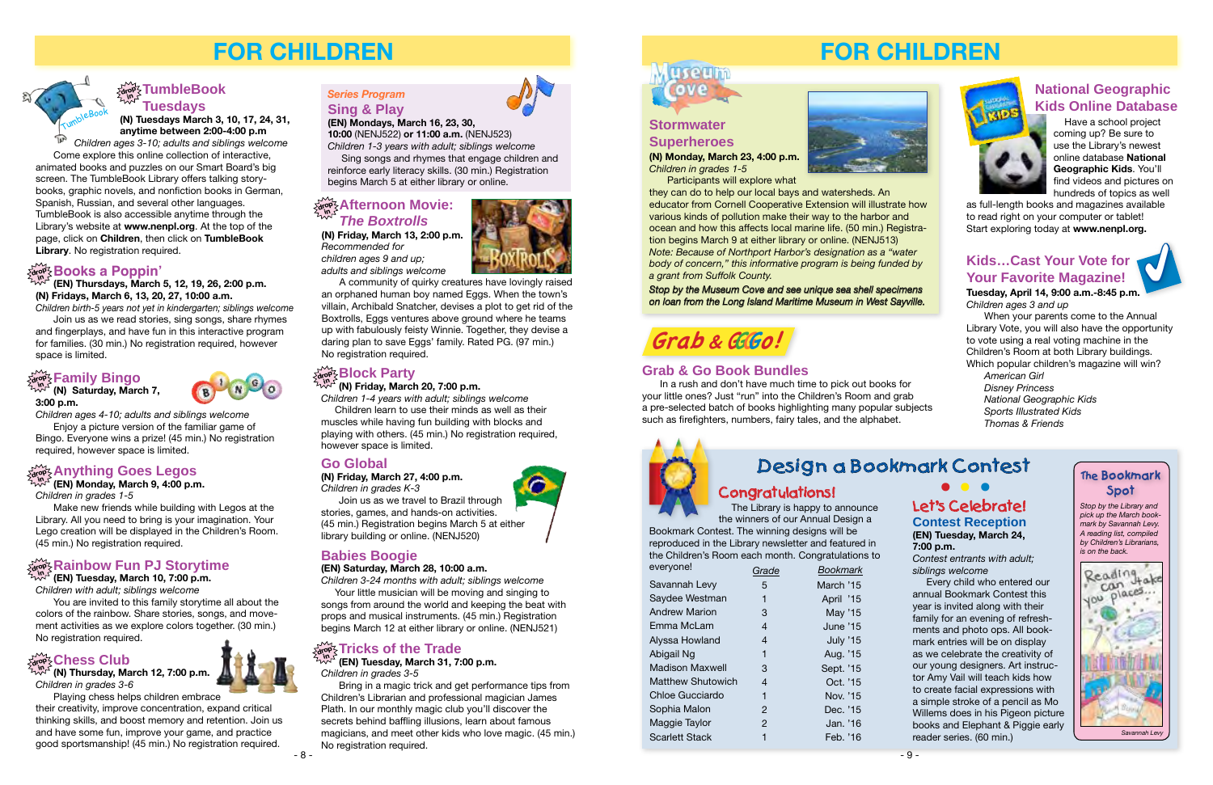# FOR CHILDREN

## TumbleBook Tuesdays

**(N) Tuesdays March 3, 10, 17, 24, 31, anytime between 2:00-4:00 p.m**

*Children ages 3-10; adults and siblings welcome*

Come explore this online collection of interactive, animated books and puzzles on our Smart Board's big screen. The TumbleBook Library offers talking story-books, graphic novels, and nonfiction books in German, Spanish, Russian, and several other languages. TumbleBook is also accessible anytime through the Library's website at **www.nenpl.org**. At the top of the page, click on **Children**, then click on **TumbleBook Library**. No registration required.

## Books a Poppin'

**(EN) Thursdays, March 5, 12, 19, 26, 2:00 p.m.**
**(N) Fridays, March 6, 13, 20, 27, 10:00 a.m.**

*Children birth-5 years not yet in kindergarten; siblings welcome*

Join us as we read stories, sing songs, share rhymes and fingerplays, and have fun in this interactive program for families. (30 min.) No registration required, however space is limited.

## Family Bingo

**(N) Saturday, March 7, 3:00 p.m.**

*Children ages 4-10; adults and siblings welcome*

Enjoy a picture version of the familiar game of Bingo. Everyone wins a prize! (45 min.) No registration required, however space is limited.

## Anything Goes Legos

**(EN) Monday, March 9, 4:00 p.m.**

*Children in grades 1-5*

Make new friends while building with Legos at the Library. All you need to bring is your imagination. Your Lego creation will be displayed in the Children's Room. (45 min.) No registration required.

## Rainbow Fun PJ Storytime

**(EN) Tuesday, March 10, 7:00 p.m.**

*Children with adult; siblings welcome*

You are invited to this family storytime all about the colors of the rainbow. Share stories, songs, and movement activities as we explore colors together. (30 min.) No registration required.

## Chess Club

**(N) Thursday, March 12, 7:00 p.m.**

*Children in grades 3-6*

Playing chess helps children embrace their creativity, improve concentration, expand critical thinking skills, and boost memory and retention. Join us and have some fun, improve your game, and practice good sportsmanship! (45 min.) No registration required.

*Series Program*

## Sing & Play

**(EN) Mondays, March 16, 23, 30, 10:00** (NENJ522) **or 11:00 a.m.** (NENJ523)

*Children 1-3 years with adult; siblings welcome*

Sing songs and rhymes that engage children and reinforce early literacy skills. (30 min.) Registration begins March 5 at either library or online.

## Afternoon Movie: *The Boxtrolls*

**(N) Friday, March 13, 2:00 p.m.**

*Recommended for children ages 9 and up; adults and siblings welcome*

A community of quirky creatures have lovingly raised an orphaned human boy named Eggs. When the town's villain, Archibald Snatcher, devises a plot to get rid of the Boxtrolls, Eggs ventures above ground where he teams up with fabulously feisty Winnie. Together, they devise a daring plan to save Eggs' family. Rated PG. (97 min.) No registration required.

## Block Party

**(N) Friday, March 20, 7:00 p.m.**

*Children 1-4 years with adult; siblings welcome*

Children learn to use their minds as well as their muscles while having fun building with blocks and playing with others. (45 min.) No registration required, however space is limited.

## Go Global

**(N) Friday, March 27, 4:00 p.m.**

*Children in grades K-3*

Join us as we travel to Brazil through stories, games, and hands-on activities. (45 min.) Registration begins March 5 at either library building or online. (NENJ520)

## Babies Boogie

**(EN) Saturday, March 28, 10:00 a.m.**

*Children 3-24 months with adult; siblings welcome*

Your little musician will be moving and keeping to songs from around the world and keeping the beat with props and musical instruments. (45 min.) Registration begins March 12 at either library or online. (NENJ521)

## Tricks of the Trade

**(EN) Tuesday, March 31, 7:00 p.m.**

*Children in grades 3-5*

Bring in a magic trick and get performance tips from Children's Librarian and professional magician James Plath. In our monthly magic club you'll discover the secrets behind baffling illusions, learn about famous magicians, and meet other kids who love magic. (45 min.) No registration required.

# FOR CHILDREN

Museum Cove

## Stormwater Superheroes

**(N) Monday, March 23, 4:00 p.m.**

*Children in grades 1-5*

Participants will explore what they can do to help our local bays and watersheds. An educator from Cornell Cooperative Extension will illustrate how various kinds of pollution make their way to the harbor and ocean and how this affects local marine life. (50 min.) Registration begins March 9 at either library or online. (NENJ513)

*Note: Because of Northport Harbor's designation as a "water body of concern," this informative program is being funded by a grant from Suffolk County.*

***Stop by the Museum Cove and see unique sea shell specimens on loan from the Long Island Maritime Museum in West Sayville.***

## National Geographic Kids Online Database

Have a school project coming up? Be sure to use the Library's newest online database **National Geographic Kids**. You'll find videos and pictures on hundreds of topics as well as full-length books and magazines available to read right on your computer or tablet! Start exploring today at **www.nenpl.org.**

Grab & Go!

## Grab & Go Book Bundles

In a rush and don't have much time to pick out books for your little ones? Just "run" into the Children's Room and grab a pre-selected batch of books highlighting many popular subjects such as firefighters, numbers, fairy tales, and the alphabet.

## Kids…Cast Your Vote for Your Favorite Magazine!

**Tuesday, April 14, 9:00 a.m.-8:45 p.m.**

*Children ages 3 and up*

When your parents come to the Annual Library Vote, you will also have the opportunity to vote using a real voting machine in the Children's Room at both Library buildings. Which popular children's magazine will win?

*American Girl*
*Disney Princess*
*National Geographic Kids*
*Sports Illustrated Kids*
*Thomas & Friends*

## Design a Bookmark Contest

### Congratulations!

The Library is happy to announce the winners of our Annual Design a Bookmark Contest. The winning designs will be reproduced in the Library newsletter and featured in the Children's Room each month. Congratulations to everyone!

| | *Grade* | *Bookmark* |
|---|---|---|
| Savannah Levy | 5 | March '15 |
| Saydee Westman | 1 | April '15 |
| Andrew Marion | 3 | May '15 |
| Emma McLam | 4 | June '15 |
| Alyssa Howland | 4 | July '15 |
| Abigail Ng | 1 | Aug. '15 |
| Madison Maxwell | 3 | Sept. '15 |
| Matthew Shutowich | 4 | Oct. '15 |
| Chloe Gucciardo | 1 | Nov. '15 |
| Sophia Malon | 2 | Dec. '15 |
| Maggie Taylor | 2 | Jan. '16 |
| Scarlett Stack | 1 | Feb. '16 |

### Let's Celebrate!

### Contest Reception

**(EN) Tuesday, March 24, 7:00 p.m.**

*Contest entrants with adult; siblings welcome*

Every child who entered our annual Bookmark Contest this year is invited along with their family for refresh-ments and photo ops. All book-mark entries will be on display as we celebrate the creativity of our young designers. Art instruc-tor Amy Vail will teach kids how to create facial expressions with a simple stroke of a pencil as Mo Willems does in his Pigeon picture books and Elephant & Piggie early reader series. (60 min.)

### The Bookmark Spot

*Stop by the Library and pick up the March book-mark by Savannah Levy. A reading list, compiled by Children's Librarians, is on the back.*

*Savannah Levy*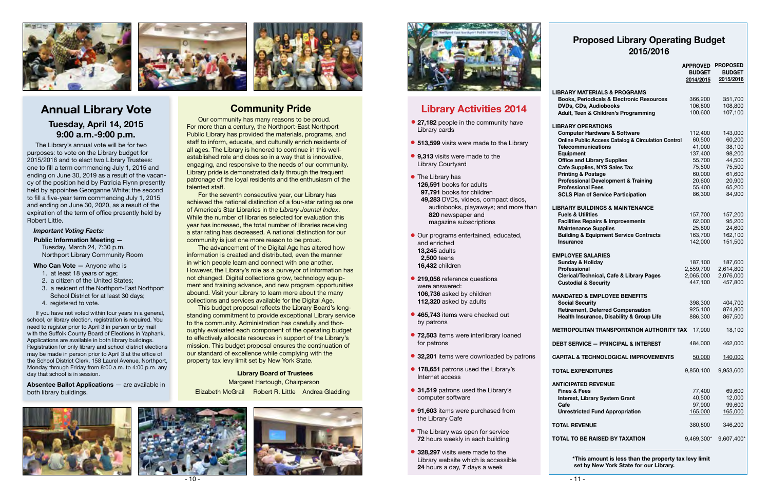## Annual Library Vote

### Tuesday, April 14, 2015
### 9:00 a.m.-9:00 p.m.

The Library's annual vote will be for two purposes: to vote on the Library budget for 2015/2016 and to elect two Library Trustees: one to fill a term commencing July 1, 2015 and ending on June 30, 2019 as a result of the vacancy of the position held by Patricia Flynn presently held by appointee Georganne White; the second to fill a five-year term commencing July 1, 2015 and ending on June 30, 2020, as a result of the expiration of the term of office presently held by Robert Little.

***Important Voting Facts:***

**Public Information Meeting —**
Tuesday, March 24, 7:30 p.m.
Northport Library Community Room

**Who Can Vote —** Anyone who is

1. at least 18 years of age;
2. a citizen of the United States;
3. a resident of the Northport-East Northport School District for at least 30 days;
4. registered to vote.

If you have not voted within four years in a general, school, or library election, registration is required. You need to register prior to April 3 in person or by mail with the Suffolk County Board of Elections in Yaphank. Applications are available in both library buildings. Registration for only library and school district elections may be made in person prior to April 3 at the office of the School District Clerk, 158 Laurel Avenue, Northport, Monday through Friday from 8:00 a.m. to 4:00 p.m. any day that school is in session.

**Absentee Ballot Applications** — are available in both library buildings.

## Community Pride

Our community has many reasons to be proud. For more than a century, the Northport-East Northport Public Library has provided the materials, programs, and staff to inform, educate, and culturally enrich residents of all ages. The Library is honored to continue in this well-established role and does so in a way that is innovative, engaging, and responsive to the needs of our community. Library pride is demonstrated daily through the frequent patronage of the loyal residents and the enthusiasm of the talented staff.

For the seventh consecutive year, our Library has achieved the national distinction of a four-star rating as one of America's Star Libraries in the *Library Journal Index*. While the number of libraries selected for evaluation this year has increased, the total number of libraries receiving a star rating has decreased. A national distinction for our community is just one more reason to be proud.

The advancement of the Digital Age has altered how information is created and distributed, even the manner in which people learn and connect with one another. However, the Library's role as a purveyor of information has not changed. Digital collections grow, technology equipment and training advance, and new program opportunities abound. Visit your Library to learn more about the many collections and services available for the Digital Age.

This budget proposal reflects the Library Board's long-standing commitment to provide exceptional Library service to the community. Administration has carefully and thoroughly evaluated each component of the operating budget to effectively allocate resources in support of the Library's mission. This budget proposal ensures the continuation of our standard of excellence while complying with the property tax levy limit set by New York State.

**Library Board of Trustees**
Margaret Hartough, Chairperson
Elizabeth McGrail Robert R. Little Andrea Gladding

## Library Activities 2014

- **27,182** people in the community have Library cards
- **513,599** visits were made to the Library
- **9,313** visits were made to the Library Courtyard
- The Library has
  **126,591** books for adults
  **97,791** books for children
  **49,283** DVDs, videos, compact discs, audiobooks, playaways; and more than **820** newspaper and magazine subscriptions
- Our programs entertained, educated, and enriched
  **13,245** adults
  **2,500** teens
  **16,432** children
- **219,056** reference questions were answered:
  **106,736** asked by children
  **112,320** asked by adults
- **465,743** items were checked out by patrons
- **72,503** items were interlibrary loaned for patrons
- **32,201** items were downloaded by patrons
- **178,651** patrons used the Library's Internet access
- **31,519** patrons used the Library's computer software
- **91,603** items were purchased from the Library Cafe
- The Library was open for service **72** hours weekly in each building
- **328,297** visits were made to the Library website which is accessible **24** hours a day, **7** days a week

## Proposed Library Operating Budget 2015/2016

| | APPROVED BUDGET 2014/2015 | PROPOSED BUDGET 2015/2016 |
|---|---|---|
| **LIBRARY MATERIALS & PROGRAMS** | | |
| Books, Periodicals & Electronic Resources | 366,200 | 351,700 |
| DVDs, CDs, Audiobooks | 106,800 | 108,800 |
| Adult, Teen & Children's Programming | 100,600 | 107,100 |
| **LIBRARY OPERATIONS** | | |
| Computer Hardware & Software | 112,400 | 143,000 |
| Online Public Access Catalog & Circulation Control | 60,500 | 60,200 |
| Telecommunications | 41,000 | 38,100 |
| Equipment | 137,400 | 98,200 |
| Office and Library Supplies | 55,700 | 44,500 |
| Cafe Supplies, NYS Sales Tax | 75,500 | 75,500 |
| Printing & Postage | 60,000 | 61,600 |
| Professional Development & Training | 20,600 | 20,900 |
| Professional Fees | 55,400 | 65,200 |
| SCLS Plan of Service Participation | 86,300 | 84,900 |
| **LIBRARY BUILDINGS & MAINTENANCE** | | |
| Fuels & Utilities | 157,700 | 157,200 |
| Facilities Repairs & Improvements | 62,000 | 95,200 |
| Maintenance Supplies | 25,800 | 24,600 |
| Building & Equipment Service Contracts | 163,700 | 162,100 |
| Insurance | 142,000 | 151,500 |
| **EMPLOYEE SALARIES** | | |
| Sunday & Holiday | 187,100 | 187,600 |
| Professional | 2,559,700 | 2,614,800 |
| Clerical/Technical, Cafe & Library Pages | 2,065,000 | 2,076,000 |
| Custodial & Security | 447,100 | 457,800 |
| **MANDATED & EMPLOYEE BENEFITS** | | |
| Social Security | 398,300 | 404,700 |
| Retirement, Deferred Compensation | 925,100 | 874,800 |
| Health Insurance, Disability & Group Life | 886,300 | 867,500 |
| **METROPOLITAN TRANSPORTATION AUTHORITY TAX** | 17,900 | 18,100 |
| **DEBT SERVICE — PRINCIPAL & INTEREST** | 484,000 | 462,000 |
| **CAPITAL & TECHNOLOGICAL IMPROVEMENTS** | 50,000 | 140,000 |
| **TOTAL EXPENDITURES** | 9,850,100 | 9,953,600 |
| **ANTICIPATED REVENUE** | | |
| Fines & Fees | 77,400 | 69,600 |
| Interest, Library System Grant | 40,500 | 12,000 |
| Cafe | 97,900 | 99,600 |
| Unrestricted Fund Appropriation | 165,000 | 165,000 |
| **TOTAL REVENUE** | 380,800 | 346,200 |
| **TOTAL TO BE RAISED BY TAXATION** | 9,469,300* | 9,607,400* |

***This amount is less than the property tax levy limit set by New York State for our Library.**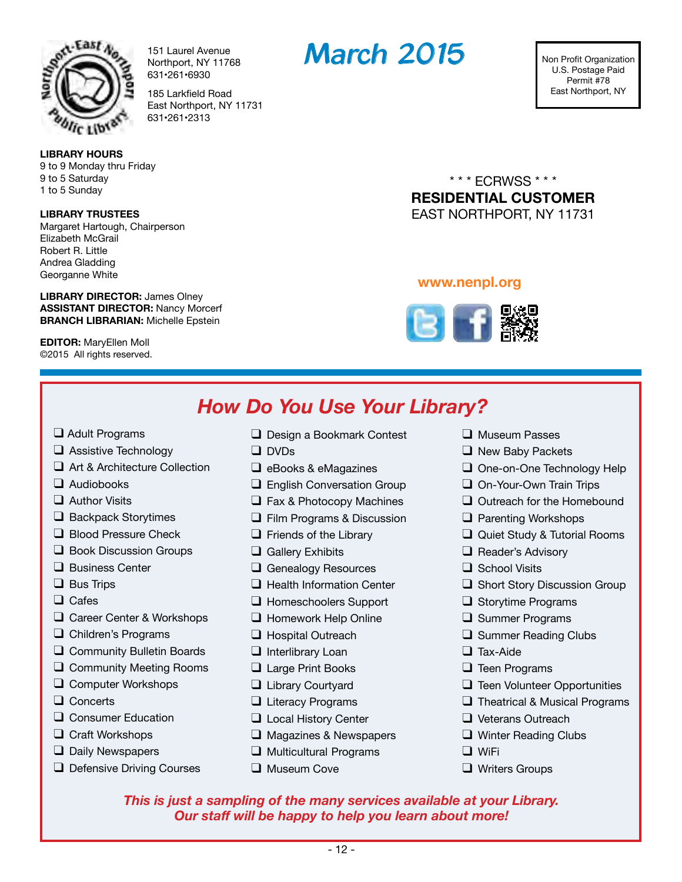151 Laurel Avenue
Northport, NY 11768
631•261•6930

185 Larkfield Road
East Northport, NY 11731
631•261•2313

# March 2015

Non Profit Organization
U.S. Postage Paid
Permit #78
East Northport, NY

**LIBRARY HOURS**
9 to 9 Monday thru Friday
9 to 5 Saturday
1 to 5 Sunday

**LIBRARY TRUSTEES**
Margaret Hartough, Chairperson
Elizabeth McGrail
Robert R. Little
Andrea Gladding
Georganne White

**LIBRARY DIRECTOR:** James Olney
**ASSISTANT DIRECTOR:** Nancy Morcerf
**BRANCH LIBRARIAN:** Michelle Epstein

**EDITOR:** MaryEllen Moll
©2015 All rights reserved.

\* \* \* ECRWSS \* \* \*
**RESIDENTIAL CUSTOMER**
EAST NORTHPORT, NY 11731

**www.nenpl.org**

## *How Do You Use Your Library?*

- ❑ Adult Programs
- ❑ Assistive Technology
- ❑ Art & Architecture Collection
- ❑ Audiobooks
- ❑ Author Visits
- ❑ Backpack Storytimes
- ❑ Blood Pressure Check
- ❑ Book Discussion Groups
- ❑ Business Center
- ❑ Bus Trips
- ❑ Cafes
- ❑ Career Center & Workshops
- ❑ Children's Programs
- ❑ Community Bulletin Boards
- ❑ Community Meeting Rooms
- ❑ Computer Workshops
- ❑ Concerts
- ❑ Consumer Education
- ❑ Craft Workshops
- ❑ Daily Newspapers
- ❑ Defensive Driving Courses
- ❑ Design a Bookmark Contest
- ❑ DVDs
- ❑ eBooks & eMagazines
- ❑ English Conversation Group
- ❑ Fax & Photocopy Machines
- ❑ Film Programs & Discussion
- ❑ Friends of the Library
- ❑ Gallery Exhibits
- ❑ Genealogy Resources
- ❑ Health Information Center
- ❑ Homeschoolers Support
- ❑ Homework Help Online
- ❑ Hospital Outreach
- ❑ Interlibrary Loan
- ❑ Large Print Books
- ❑ Library Courtyard
- ❑ Literacy Programs
- ❑ Local History Center
- ❑ Magazines & Newspapers
- ❑ Multicultural Programs
- ❑ Museum Cove
- ❑ Museum Passes
- ❑ New Baby Packets
- ❑ One-on-One Technology Help
- ❑ On-Your-Own Train Trips
- ❑ Outreach for the Homebound
- ❑ Parenting Workshops
- ❑ Quiet Study & Tutorial Rooms
- ❑ Reader's Advisory
- ❑ School Visits
- ❑ Short Story Discussion Group
- ❑ Storytime Programs
- ❑ Summer Programs
- ❑ Summer Reading Clubs
- ❑ Tax-Aide
- ❑ Teen Programs
- ❑ Teen Volunteer Opportunities
- ❑ Theatrical & Musical Programs
- ❑ Veterans Outreach
- ❑ Winter Reading Clubs
- ❑ WiFi
- ❑ Writers Groups

***This is just a sampling of the many services available at your Library. Our staff will be happy to help you learn about more!***